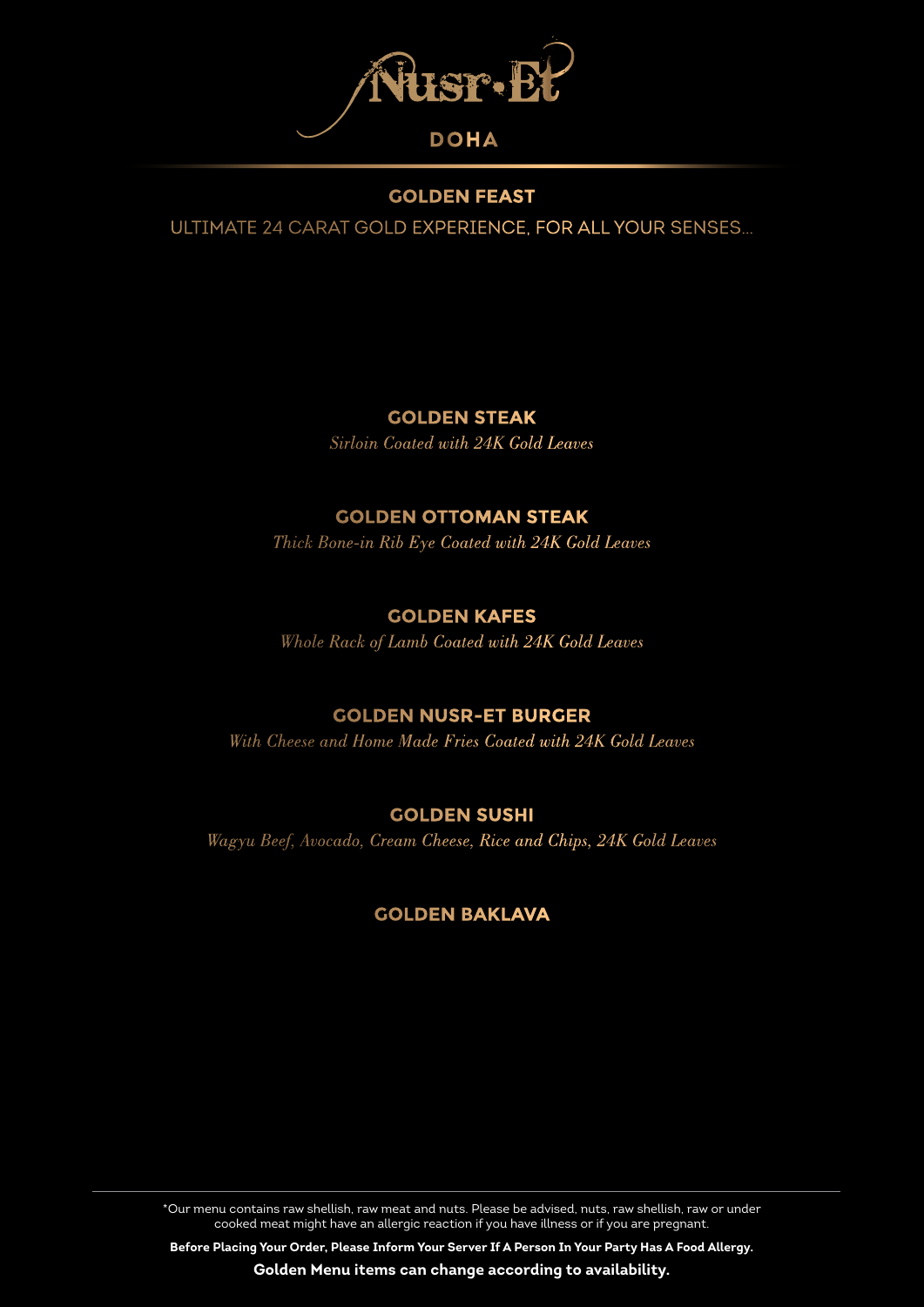# Nusr-Et

DOHA

## GOLDEN FEAST

ULTIMATE 24 CARAT GOLD EXPERIENCE, FOR ALL YOUR SENSES...

### GOLDEN STEAK

*Sirloin Coated with 24K Gold Leaves*

### GOLDEN OTTOMAN STEAK

*Thick Bone-in Rib Eye Coated with 24K Gold Leaves*

### GOLDEN KAFES

*Whole Rack of Lamb Coated with 24K Gold Leaves*

### GOLDEN NUSR-ET BURGER

*With Cheese and Home Made Fries Coated with 24K Gold Leaves*

### GOLDEN SUSHI

*Wagyu Beef, Avocado, Cream Cheese, Rice and Chips, 24K Gold Leaves*

### GOLDEN BAKLAVA

---

*Our menu contains raw shellish, raw meat and nuts. Please be advised, nuts, raw shellish, raw or under cooked meat might have an allergic reaction if you have illness or if you are pregnant.

**Before Placing Your Order, Please Inform Your Server If A Person In Your Party Has A Food Allergy.**

**Golden Menu items can change according to availability.**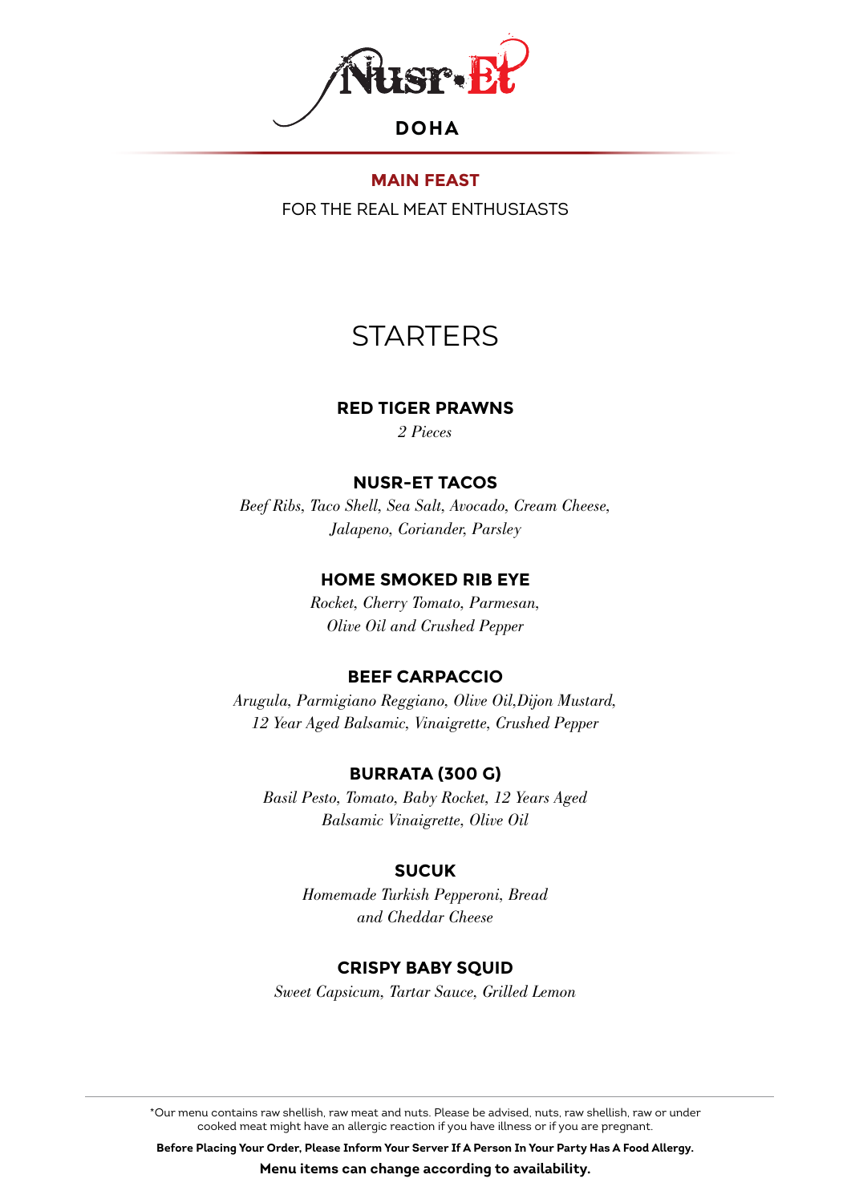# Nusr-Et

DOHA

## MAIN FEAST

FOR THE REAL MEAT ENTHUSIASTS

## STARTERS

### RED TIGER PRAWNS

*2 Pieces*

### NUSR-ET TACOS

*Beef Ribs, Taco Shell, Sea Salt, Avocado, Cream Cheese, Jalapeno, Coriander, Parsley*

### HOME SMOKED RIB EYE

*Rocket, Cherry Tomato, Parmesan, Olive Oil and Crushed Pepper*

### BEEF CARPACCIO

*Arugula, Parmigiano Reggiano, Olive Oil,Dijon Mustard, 12 Year Aged Balsamic, Vinaigrette, Crushed Pepper*

### BURRATA (300 G)

*Basil Pesto, Tomato, Baby Rocket, 12 Years Aged Balsamic Vinaigrette, Olive Oil*

### SUCUK

*Homemade Turkish Pepperoni, Bread and Cheddar Cheese*

### CRISPY BABY SQUID

*Sweet Capsicum, Tartar Sauce, Grilled Lemon*

---

*Our menu contains raw shellish, raw meat and nuts. Please be advised, nuts, raw shellish, raw or under cooked meat might have an allergic reaction if you have illness or if you are pregnant.

**Before Placing Your Order, Please Inform Your Server If A Person In Your Party Has A Food Allergy.**

**Menu items can change according to availability.**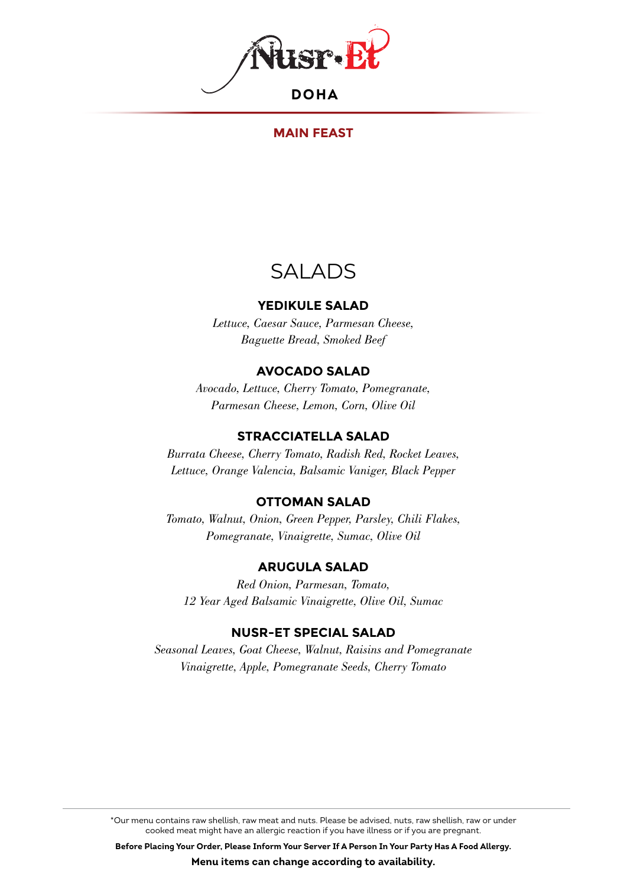# Nusr-Et

DOHA

## MAIN FEAST

## SALADS

### YEDIKULE SALAD

*Lettuce, Caesar Sauce, Parmesan Cheese, Baguette Bread, Smoked Beef*

### AVOCADO SALAD

*Avocado, Lettuce, Cherry Tomato, Pomegranate, Parmesan Cheese, Lemon, Corn, Olive Oil*

### STRACCIATELLA SALAD

*Burrata Cheese, Cherry Tomato, Radish Red, Rocket Leaves, Lettuce, Orange Valencia, Balsamic Vaniger, Black Pepper*

### OTTOMAN SALAD

*Tomato, Walnut, Onion, Green Pepper, Parsley, Chili Flakes, Pomegranate, Vinaigrette, Sumac, Olive Oil*

### ARUGULA SALAD

*Red Onion, Parmesan, Tomato, 12 Year Aged Balsamic Vinaigrette, Olive Oil, Sumac*

### NUSR-ET SPECIAL SALAD

*Seasonal Leaves, Goat Cheese, Walnut, Raisins and Pomegranate Vinaigrette, Apple, Pomegranate Seeds, Cherry Tomato*

---

*Our menu contains raw shellish, raw meat and nuts. Please be advised, nuts, raw shellish, raw or under cooked meat might have an allergic reaction if you have illness or if you are pregnant.

**Before Placing Your Order, Please Inform Your Server If A Person In Your Party Has A Food Allergy.**

**Menu items can change according to availability.**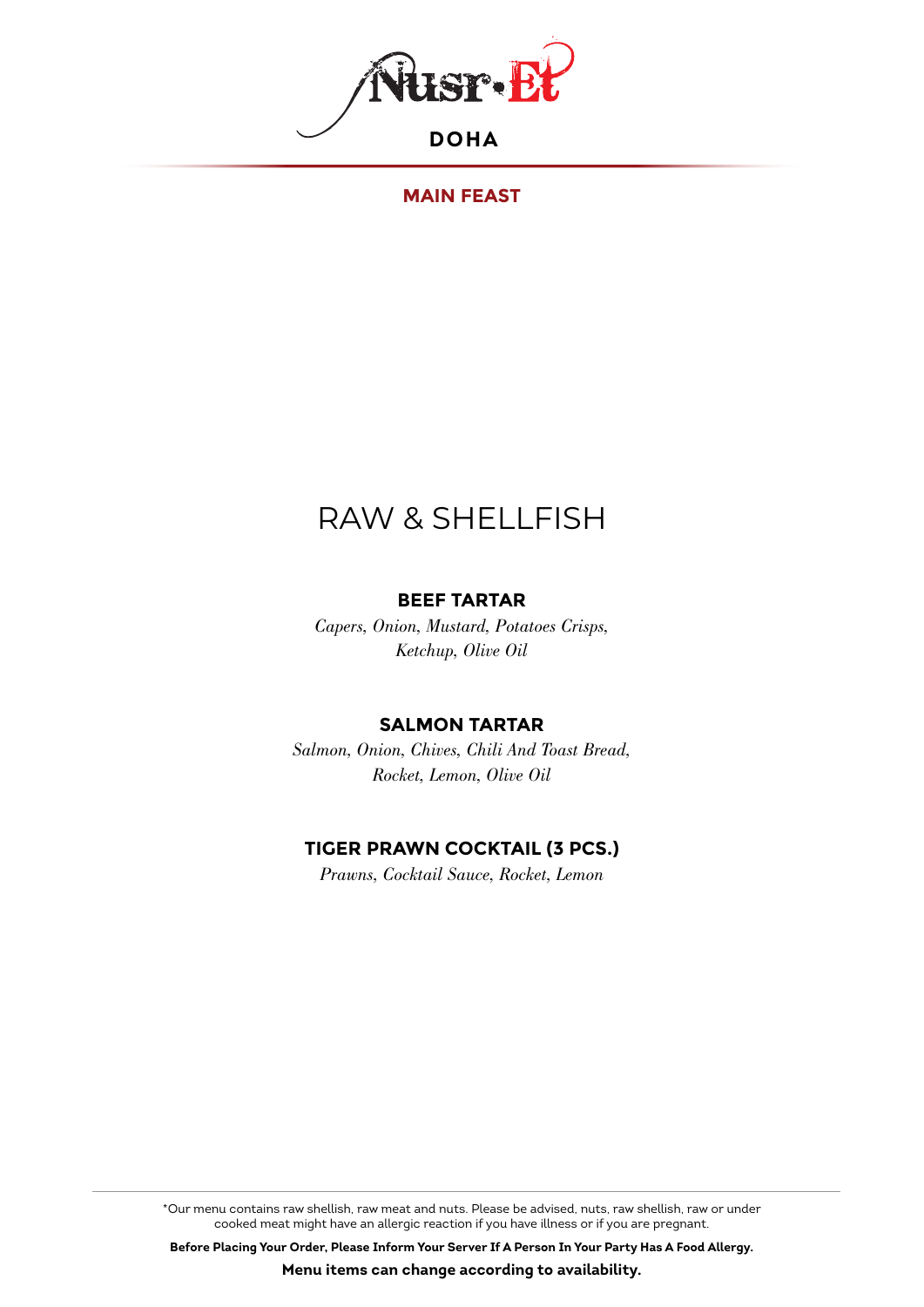Nusr-Et

DOHA

## MAIN FEAST

# RAW & SHELLFISH

### BEEF TARTAR

*Capers, Onion, Mustard, Potatoes Crisps, Ketchup, Olive Oil*

### SALMON TARTAR

*Salmon, Onion, Chives, Chili And Toast Bread, Rocket, Lemon, Olive Oil*

### TIGER PRAWN COCKTAIL (3 PCS.)

*Prawns, Cocktail Sauce, Rocket, Lemon*

---

*Our menu contains raw shellish, raw meat and nuts. Please be advised, nuts, raw shellish, raw or under cooked meat might have an allergic reaction if you have illness or if you are pregnant.

**Before Placing Your Order, Please Inform Your Server If A Person In Your Party Has A Food Allergy.**

**Menu items can change according to availability.**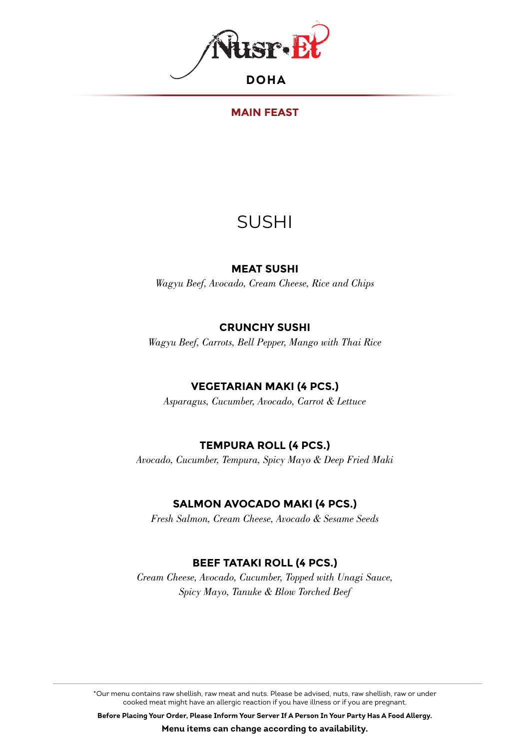Nusr-Et

DOHA

## MAIN FEAST

# SUSHI

### MEAT SUSHI

*Wagyu Beef, Avocado, Cream Cheese, Rice and Chips*

### CRUNCHY SUSHI

*Wagyu Beef, Carrots, Bell Pepper, Mango with Thai Rice*

### VEGETARIAN MAKI (4 PCS.)

*Asparagus, Cucumber, Avocado, Carrot & Lettuce*

### TEMPURA ROLL (4 PCS.)

*Avocado, Cucumber, Tempura, Spicy Mayo & Deep Fried Maki*

### SALMON AVOCADO MAKI (4 PCS.)

*Fresh Salmon, Cream Cheese, Avocado & Sesame Seeds*

### BEEF TATAKI ROLL (4 PCS.)

*Cream Cheese, Avocado, Cucumber, Topped with Unagi Sauce, Spicy Mayo, Tanuke & Blow Torched Beef*

*Our menu contains raw shellfish, raw meat and nuts. Please be advised, nuts, raw shellfish, raw or under cooked meat might have an allergic reaction if you have illness or if you are pregnant.

**Before Placing Your Order, Please Inform Your Server If A Person In Your Party Has A Food Allergy.**

**Menu items can change according to availability.**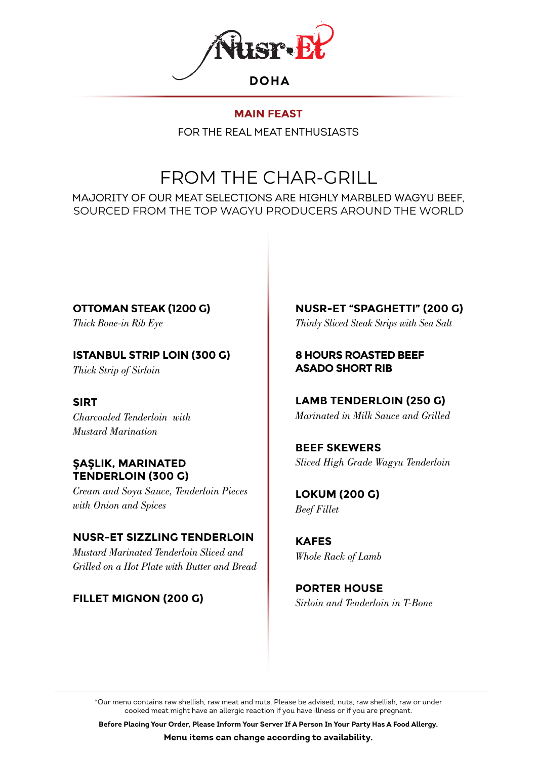# Nusr-Et

DOHA

## MAIN FEAST

FOR THE REAL MEAT ENTHUSIASTS

## FROM THE CHAR-GRILL

MAJORITY OF OUR MEAT SELECTIONS ARE HIGHLY MARBLED WAGYU BEEF, SOURCED FROM THE TOP WAGYU PRODUCERS AROUND THE WORLD

**OTTOMAN STEAK (1200 G)**
*Thick Bone-in Rib Eye*

**ISTANBUL STRIP LOIN (300 G)**
*Thick Strip of Sirloin*

**SIRT**
*Charcoaled Tenderloin with Mustard Marination*

**ŞAŞLIK, MARINATED TENDERLOIN (300 G)**
*Cream and Soya Sauce, Tenderloin Pieces with Onion and Spices*

**NUSR-ET SIZZLING TENDERLOIN**
*Mustard Marinated Tenderloin Sliced and Grilled on a Hot Plate with Butter and Bread*

**FILLET MIGNON (200 G)**

**NUSR-ET "SPAGHETTI" (200 G)**
*Thinly Sliced Steak Strips with Sea Salt*

**8 HOURS ROASTED BEEF ASADO SHORT RIB**

**LAMB TENDERLOIN (250 G)**
*Marinated in Milk Sauce and Grilled*

**BEEF SKEWERS**
*Sliced High Grade Wagyu Tenderloin*

**LOKUM (200 G)**
*Beef Fillet*

**KAFES**
*Whole Rack of Lamb*

**PORTER HOUSE**
*Sirloin and Tenderloin in T-Bone*

*Our menu contains raw shellish, raw meat and nuts. Please be advised, nuts, raw shellish, raw or under cooked meat might have an allergic reaction if you have illness or if you are pregnant.

**Before Placing Your Order, Please Inform Your Server If A Person In Your Party Has A Food Allergy.**

**Menu items can change according to availability.**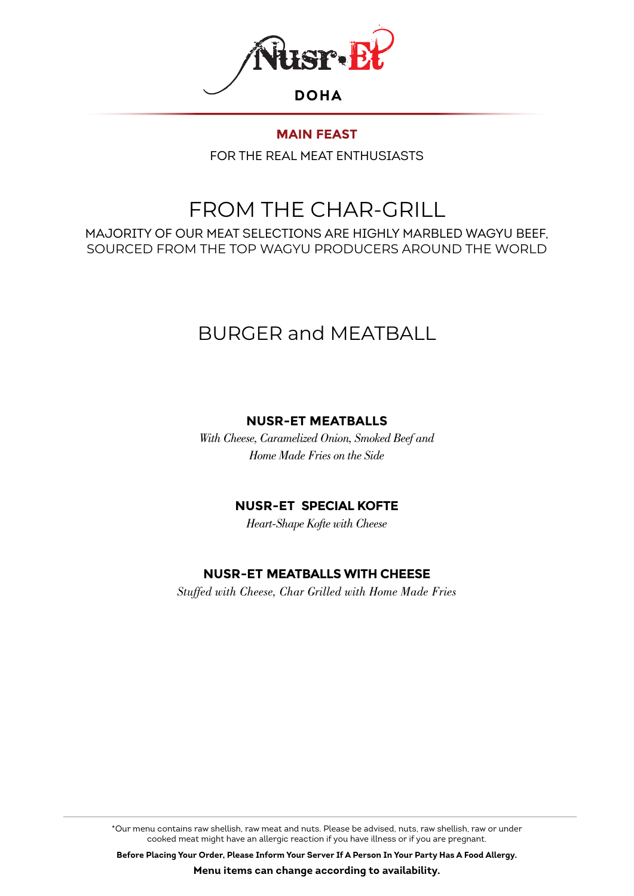# Nusr-Et

**DOHA**

## MAIN FEAST

FOR THE REAL MEAT ENTHUSIASTS

## FROM THE CHAR-GRILL

MAJORITY OF OUR MEAT SELECTIONS ARE HIGHLY MARBLED WAGYU BEEF, SOURCED FROM THE TOP WAGYU PRODUCERS AROUND THE WORLD

## BURGER and MEATBALL

### NUSR-ET MEATBALLS

*With Cheese, Caramelized Onion, Smoked Beef and Home Made Fries on the Side*

### NUSR-ET SPECIAL KOFTE

*Heart-Shape Kofte with Cheese*

### NUSR-ET MEATBALLS WITH CHEESE

*Stuffed with Cheese, Char Grilled with Home Made Fries*

---

*Our menu contains raw shellish, raw meat and nuts. Please be advised, nuts, raw shellish, raw or under cooked meat might have an allergic reaction if you have illness or if you are pregnant.

**Before Placing Your Order, Please Inform Your Server If A Person In Your Party Has A Food Allergy.**

**Menu items can change according to availability.**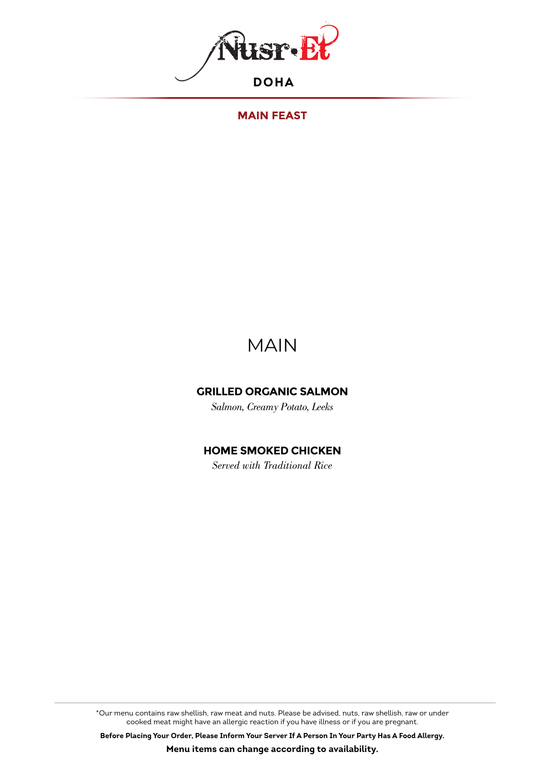Nusr-Et

DOHA

## MAIN FEAST

# MAIN

### GRILLED ORGANIC SALMON

*Salmon, Creamy Potato, Leeks*

### HOME SMOKED CHICKEN

*Served with Traditional Rice*

*Our menu contains raw shellish, raw meat and nuts. Please be advised, nuts, raw shellish, raw or under cooked meat might have an allergic reaction if you have illness or if you are pregnant.

**Before Placing Your Order, Please Inform Your Server If A Person In Your Party Has A Food Allergy.**

**Menu items can change according to availability.**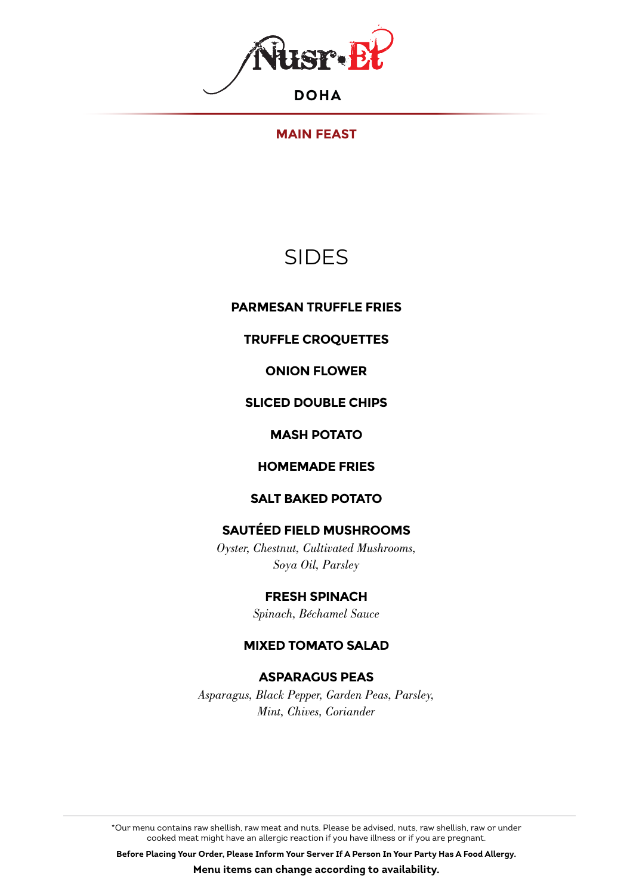# Nusr-Et

DOHA

## MAIN FEAST

## SIDES

**PARMESAN TRUFFLE FRIES**

**TRUFFLE CROQUETTES**

**ONION FLOWER**

**SLICED DOUBLE CHIPS**

**MASH POTATO**

**HOMEMADE FRIES**

**SALT BAKED POTATO**

**SAUTÉED FIELD MUSHROOMS**
*Oyster, Chestnut, Cultivated Mushrooms, Soya Oil, Parsley*

**FRESH SPINACH**
*Spinach, Béchamel Sauce*

**MIXED TOMATO SALAD**

**ASPARAGUS PEAS**
*Asparagus, Black Pepper, Garden Peas, Parsley, Mint, Chives, Coriander*

---

*Our menu contains raw shellish, raw meat and nuts. Please be advised, nuts, raw shellish, raw or under cooked meat might have an allergic reaction if you have illness or if you are pregnant.

**Before Placing Your Order, Please Inform Your Server If A Person In Your Party Has A Food Allergy.**

**Menu items can change according to availability.**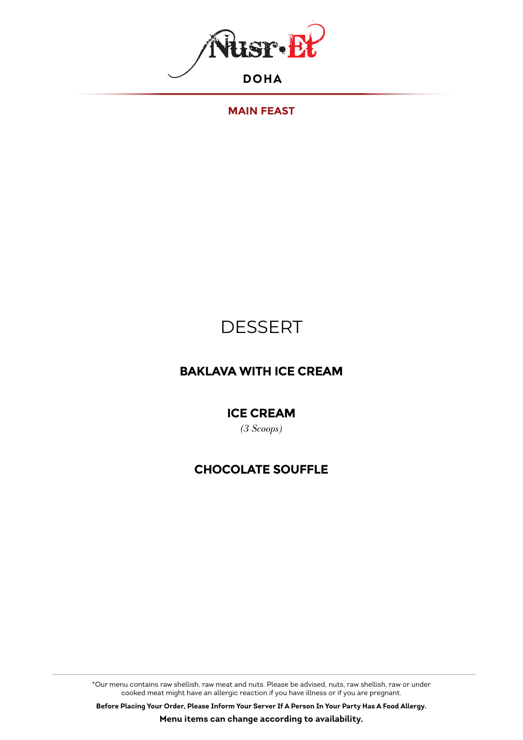Nusr-Et

DOHA

**MAIN FEAST**

# DESSERT

### BAKLAVA WITH ICE CREAM

### ICE CREAM

*(3 Scoops)*

### CHOCOLATE SOUFFLE

*Our menu contains raw shellish, raw meat and nuts. Please be advised, nuts, raw shellish, raw or under cooked meat might have an allergic reaction if you have illness or if you are pregnant.

**Before Placing Your Order, Please Inform Your Server If A Person In Your Party Has A Food Allergy.**

**Menu items can change according to availability.**